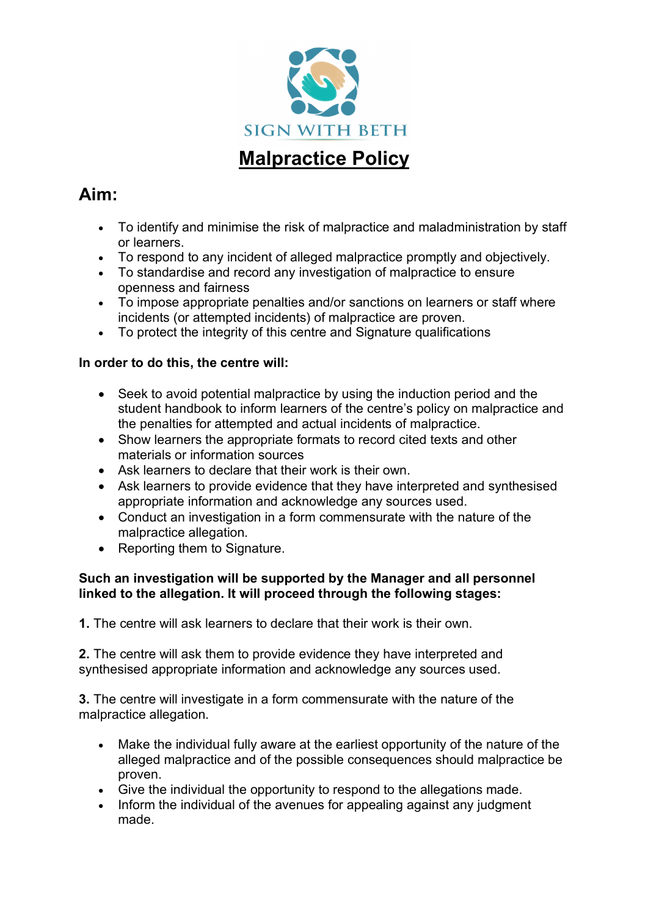SIGN WITH BETH

# Malpractice Policy

## Aim:

- To identify and minimise the risk of malpractice and maladministration by staff or learners.
- To respond to any incident of alleged malpractice promptly and objectively.
- To standardise and record any investigation of malpractice to ensure openness and fairness
- To impose appropriate penalties and/or sanctions on learners or staff where incidents (or attempted incidents) of malpractice are proven.
- To protect the integrity of this centre and Signature qualifications

**In order to do this, the centre will:**

- Seek to avoid potential malpractice by using the induction period and the student handbook to inform learners of the centre's policy on malpractice and the penalties for attempted and actual incidents of malpractice.
- Show learners the appropriate formats to record cited texts and other materials or information sources
- Ask learners to declare that their work is their own.
- Ask learners to provide evidence that they have interpreted and synthesised appropriate information and acknowledge any sources used.
- Conduct an investigation in a form commensurate with the nature of the malpractice allegation.
- Reporting them to Signature.

**Such an investigation will be supported by the Manager and all personnel linked to the allegation. It will proceed through the following stages:**

**1.** The centre will ask learners to declare that their work is their own.

**2.** The centre will ask them to provide evidence they have interpreted and synthesised appropriate information and acknowledge any sources used.

**3.** The centre will investigate in a form commensurate with the nature of the malpractice allegation.

- Make the individual fully aware at the earliest opportunity of the nature of the alleged malpractice and of the possible consequences should malpractice be proven.
- Give the individual the opportunity to respond to the allegations made.
- Inform the individual of the avenues for appealing against any judgment made.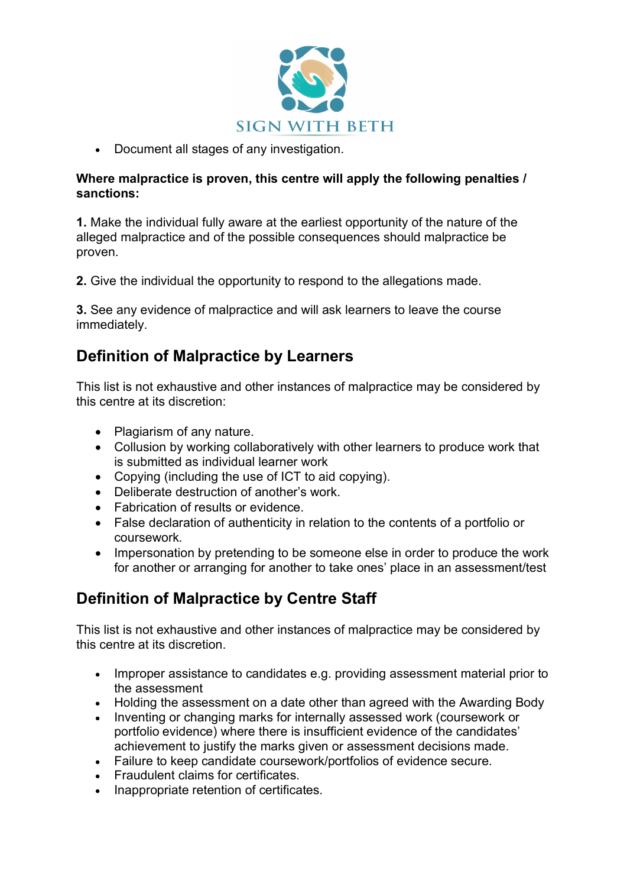- Document all stages of any investigation.

**Where malpractice is proven, this centre will apply the following penalties / sanctions:**

**1.** Make the individual fully aware at the earliest opportunity of the nature of the alleged malpractice and of the possible consequences should malpractice be proven.

**2.** Give the individual the opportunity to respond to the allegations made.

**3.** See any evidence of malpractice and will ask learners to leave the course immediately.

## Definition of Malpractice by Learners

This list is not exhaustive and other instances of malpractice may be considered by this centre at its discretion:

- Plagiarism of any nature.
- Collusion by working collaboratively with other learners to produce work that is submitted as individual learner work
- Copying (including the use of ICT to aid copying).
- Deliberate destruction of another's work.
- Fabrication of results or evidence.
- False declaration of authenticity in relation to the contents of a portfolio or coursework.
- Impersonation by pretending to be someone else in order to produce the work for another or arranging for another to take ones' place in an assessment/test

## Definition of Malpractice by Centre Staff

This list is not exhaustive and other instances of malpractice may be considered by this centre at its discretion.

- Improper assistance to candidates e.g. providing assessment material prior to the assessment
- Holding the assessment on a date other than agreed with the Awarding Body
- Inventing or changing marks for internally assessed work (coursework or portfolio evidence) where there is insufficient evidence of the candidates' achievement to justify the marks given or assessment decisions made.
- Failure to keep candidate coursework/portfolios of evidence secure.
- Fraudulent claims for certificates.
- Inappropriate retention of certificates.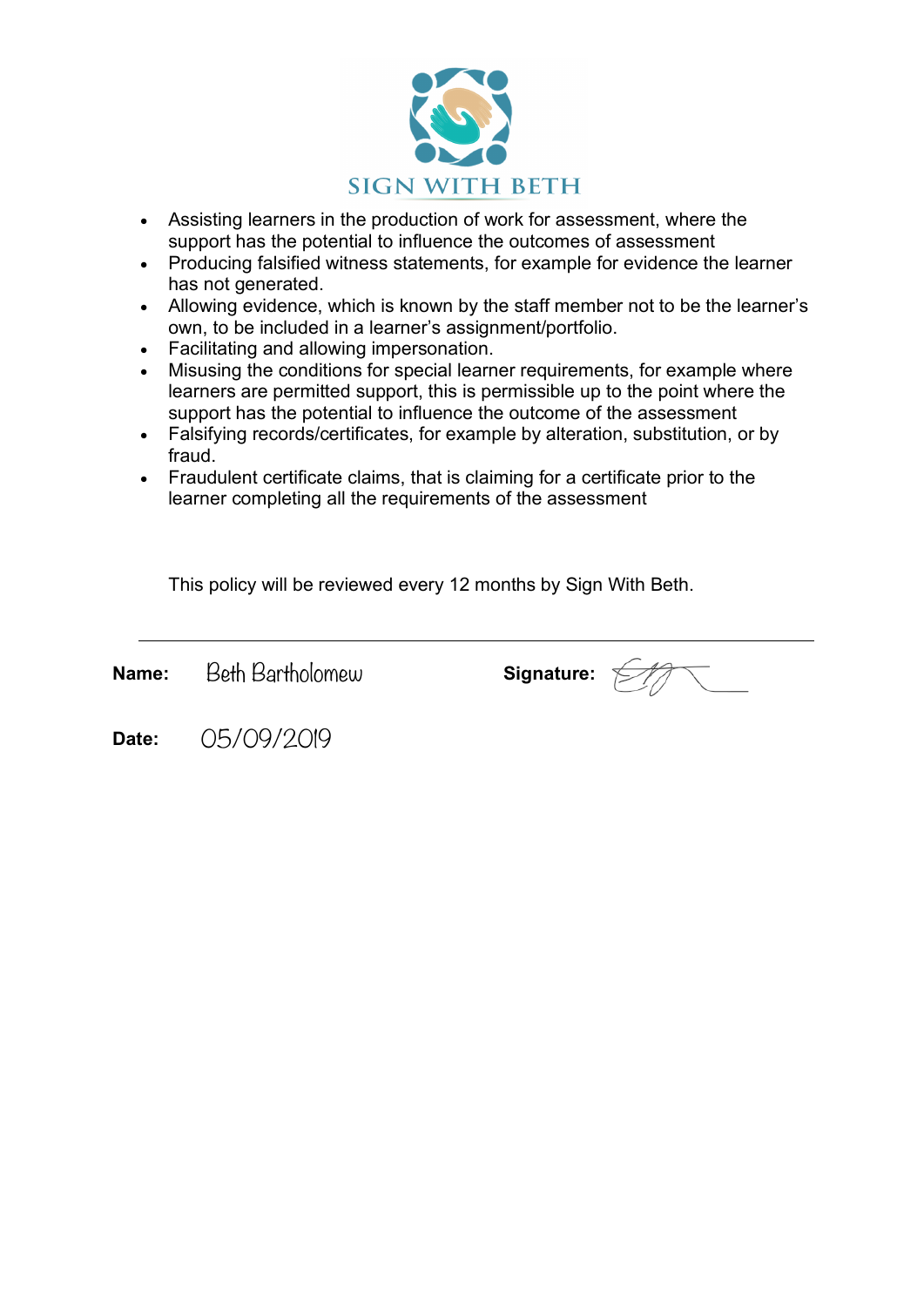- Assisting learners in the production of work for assessment, where the support has the potential to influence the outcomes of assessment
- Producing falsified witness statements, for example for evidence the learner has not generated.
- Allowing evidence, which is known by the staff member not to be the learner's own, to be included in a learner's assignment/portfolio.
- Facilitating and allowing impersonation.
- Misusing the conditions for special learner requirements, for example where learners are permitted support, this is permissible up to the point where the support has the potential to influence the outcome of the assessment
- Falsifying records/certificates, for example by alteration, substitution, or by fraud.
- Fraudulent certificate claims, that is claiming for a certificate prior to the learner completing all the requirements of the assessment

This policy will be reviewed every 12 months by Sign With Beth.

---

**Name:** Beth Bartholomew **Signature:**

**Date:** 05/09/2019